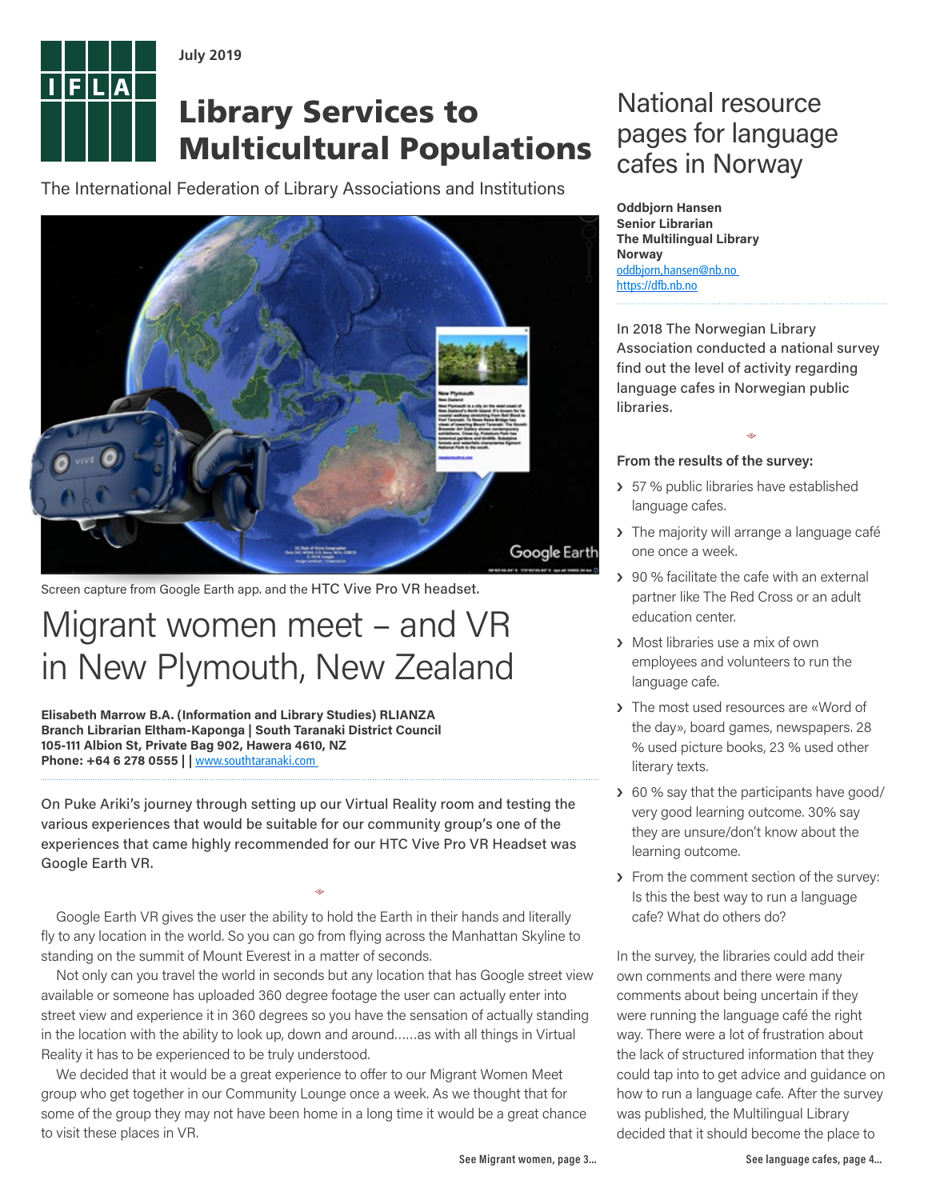July 2019

# Library Services to Multicultural Populations

The International Federation of Library Associations and Institutions

Screen capture from Google Earth app. and the HTC Vive Pro VR headset.

## Migrant women meet – and VR in New Plymouth, New Zealand

**Elisabeth Marrow B.A. (Information and Library Studies) RLIANZA**
**Branch Librarian Eltham-Kaponga | South Taranaki District Council**
**105-111 Albion St, Private Bag 902, Hawera 4610, NZ**
**Phone: +64 6 278 0555 | |** www.southtaranaki.com

On Puke Ariki's journey through setting up our Virtual Reality room and testing the various experiences that would be suitable for our community group's one of the experiences that came highly recommended for our HTC Vive Pro VR Headset was Google Earth VR.

Google Earth VR gives the user the ability to hold the Earth in their hands and literally fly to any location in the world. So you can go from flying across the Manhattan Skyline to standing on the summit of Mount Everest in a matter of seconds.

Not only can you travel the world in seconds but any location that has Google street view available or someone has uploaded 360 degree footage the user can actually enter into street view and experience it in 360 degrees so you have the sensation of actually standing in the location with the ability to look up, down and around……as with all things in Virtual Reality it has to be experienced to be truly understood.

We decided that it would be a great experience to offer to our Migrant Women Meet group who get together in our Community Lounge once a week. As we thought that for some of the group they may not have been home in a long time it would be a great chance to visit these places in VR.

See Migrant women, page 3…

## National resource pages for language cafes in Norway

**Oddbjorn Hansen**
**Senior Librarian**
**The Multilingual Library**
**Norway**
oddbjorn.hansen@nb.no
https://dfb.nb.no

In 2018 The Norwegian Library Association conducted a national survey find out the level of activity regarding language cafes in Norwegian public libraries.

**From the results of the survey:**

- 57 % public libraries have established language cafes.
- The majority will arrange a language café one once a week.
- 90 % facilitate the cafe with an external partner like The Red Cross or an adult education center.
- Most libraries use a mix of own employees and volunteers to run the language cafe.
- The most used resources are «Word of the day», board games, newspapers. 28 % used picture books, 23 % used other literary texts.
- 60 % say that the participants have good/very good learning outcome. 30% say they are unsure/don't know about the learning outcome.
- From the comment section of the survey: Is this the best way to run a language cafe? What do others do?

In the survey, the libraries could add their own comments and there were many comments about being uncertain if they were running the language café the right way. There were a lot of frustration about the lack of structured information that they could tap into to get advice and guidance on how to run a language cafe. After the survey was published, the Multilingual Library decided that it should become the place to

See language cafes, page 4…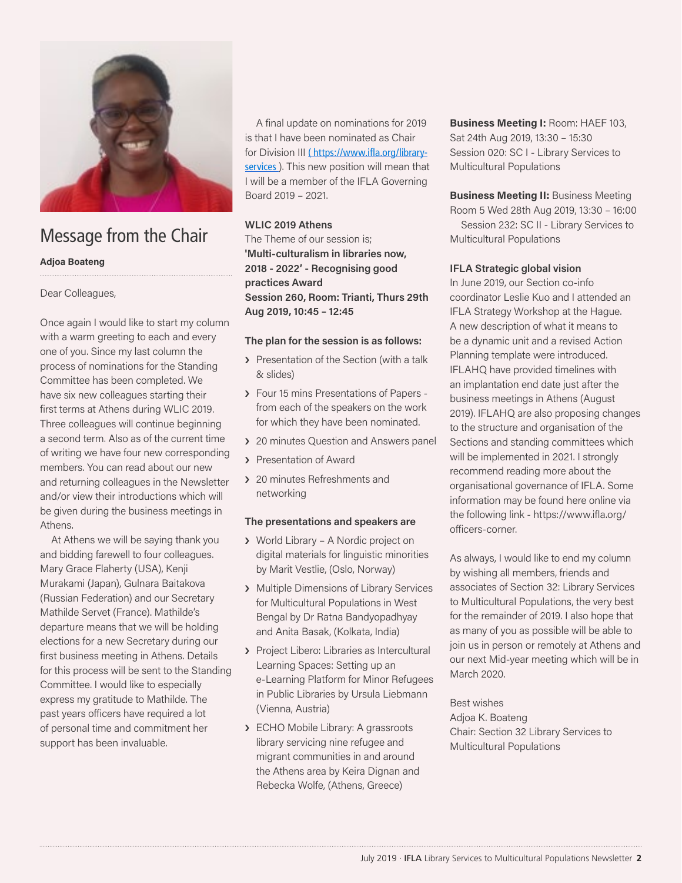# Message from the Chair

**Adjoa Boateng**

Dear Colleagues,

Once again I would like to start my column with a warm greeting to each and every one of you. Since my last column the process of nominations for the Standing Committee has been completed. We have six new colleagues starting their first terms at Athens during WLIC 2019. Three colleagues will continue beginning a second term. Also as of the current time of writing we have four new corresponding members. You can read about our new and returning colleagues in the Newsletter and/or view their introductions which will be given during the business meetings in Athens.

At Athens we will be saying thank you and bidding farewell to four colleagues. Mary Grace Flaherty (USA), Kenji Murakami (Japan), Gulnara Baitakova (Russian Federation) and our Secretary Mathilde Servet (France). Mathilde's departure means that we will be holding elections for a new Secretary during our first business meeting in Athens. Details for this process will be sent to the Standing Committee. I would like to especially express my gratitude to Mathilde. The past years officers have required a lot of personal time and commitment her support has been invaluable.

A final update on nominations for 2019 is that I have been nominated as Chair for Division III ( https://www.ifla.org/library-services ). This new position will mean that I will be a member of the IFLA Governing Board 2019 – 2021.

**WLIC 2019 Athens**

The Theme of our session is;

**'Multi-culturalism in libraries now, 2018 - 2022' - Recognising good practices Award**
**Session 260, Room: Trianti, Thurs 29th Aug 2019, 10:45 – 12:45**

**The plan for the session is as follows:**

- Presentation of the Section (with a talk & slides)
- Four 15 mins Presentations of Papers - from each of the speakers on the work for which they have been nominated.
- 20 minutes Question and Answers panel
- Presentation of Award
- 20 minutes Refreshments and networking

**The presentations and speakers are**

- World Library – A Nordic project on digital materials for linguistic minorities by Marit Vestlie, (Oslo, Norway)
- Multiple Dimensions of Library Services for Multicultural Populations in West Bengal by Dr Ratna Bandyopadhyay and Anita Basak, (Kolkata, India)
- Project Libero: Libraries as Intercultural Learning Spaces: Setting up an e-Learning Platform for Minor Refugees in Public Libraries by Ursula Liebmann (Vienna, Austria)
- ECHO Mobile Library: A grassroots library servicing nine refugee and migrant communities in and around the Athens area by Keira Dignan and Rebecka Wolfe, (Athens, Greece)

**Business Meeting I:** Room: HAEF 103, Sat 24th Aug 2019, 13:30 – 15:30
Session 020: SC I - Library Services to Multicultural Populations

**Business Meeting II:** Business Meeting Room 5 Wed 28th Aug 2019, 13:30 – 16:00
Session 232: SC II - Library Services to Multicultural Populations

**IFLA Strategic global vision**

In June 2019, our Section co-info coordinator Leslie Kuo and I attended an IFLA Strategy Workshop at the Hague. A new description of what it means to be a dynamic unit and a revised Action Planning template were introduced. IFLAHQ have provided timelines with an implantation end date just after the business meetings in Athens (August 2019). IFLAHQ are also proposing changes to the structure and organisation of the Sections and standing committees which will be implemented in 2021. I strongly recommend reading more about the organisational governance of IFLA. Some information may be found here online via the following link - https://www.ifla.org/officers-corner.

As always, I would like to end my column by wishing all members, friends and associates of Section 32: Library Services to Multicultural Populations, the very best for the remainder of 2019. I also hope that as many of you as possible will be able to join us in person or remotely at Athens and our next Mid-year meeting which will be in March 2020.

Best wishes
Adjoa K. Boateng
Chair: Section 32 Library Services to Multicultural Populations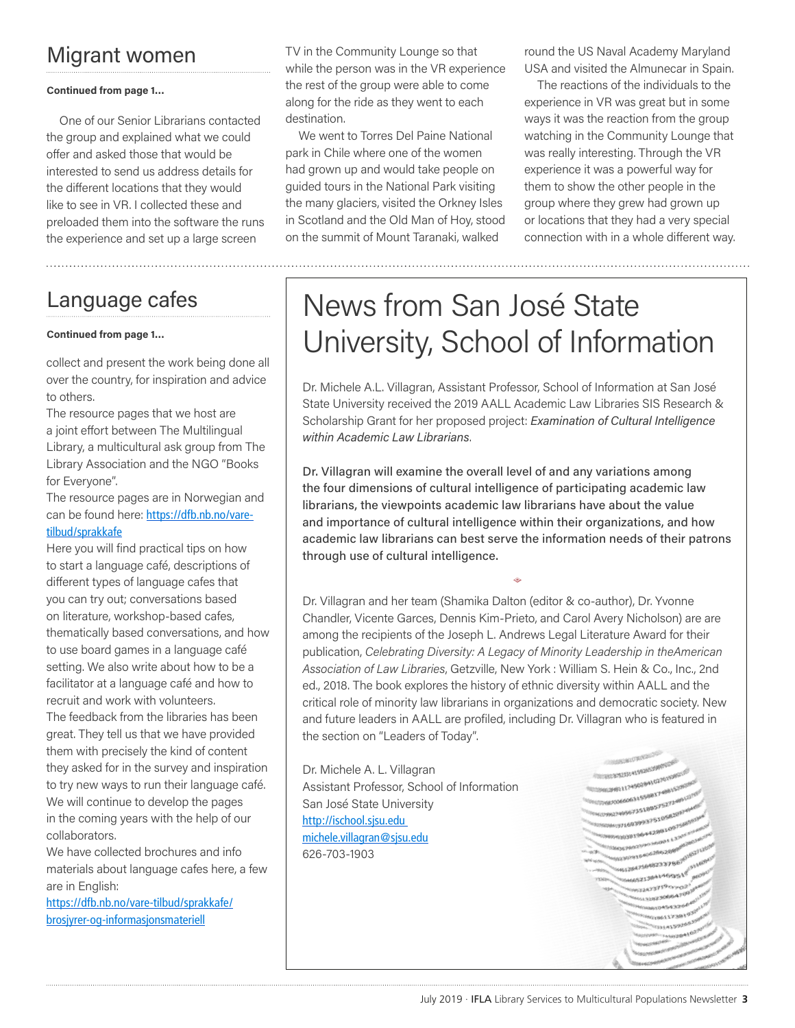## Migrant women

**Continued from page 1...**

One of our Senior Librarians contacted the group and explained what we could offer and asked those that would be interested to send us address details for the different locations that they would like to see in VR. I collected these and preloaded them into the software the runs the experience and set up a large screen TV in the Community Lounge so that while the person was in the VR experience the rest of the group were able to come along for the ride as they went to each destination.

We went to Torres Del Paine National park in Chile where one of the women had grown up and would take people on guided tours in the National Park visiting the many glaciers, visited the Orkney Isles in Scotland and the Old Man of Hoy, stood on the summit of Mount Taranaki, walked round the US Naval Academy Maryland USA and visited the Almunecar in Spain.

The reactions of the individuals to the experience in VR was great but in some ways it was the reaction from the group watching in the Community Lounge that was really interesting. Through the VR experience it was a powerful way for them to show the other people in the group where they grew had grown up or locations that they had a very special connection with in a whole different way.

## Language cafes

**Continued from page 1...**

collect and present the work being done all over the country, for inspiration and advice to others.

The resource pages that we host are a joint effort between The Multilingual Library, a multicultural ask group from The Library Association and the NGO "Books for Everyone".

The resource pages are in Norwegian and can be found here: https://dfb.nb.no/vare-tilbud/sprakkafe

Here you will find practical tips on how to start a language café, descriptions of different types of language cafes that you can try out; conversations based on literature, workshop-based cafes, thematically based conversations, and how to use board games in a language café setting. We also write about how to be a facilitator at a language café and how to recruit and work with volunteers.

The feedback from the libraries has been great. They tell us that we have provided them with precisely the kind of content they asked for in the survey and inspiration to try new ways to run their language café. We will continue to develop the pages in the coming years with the help of our collaborators.

We have collected brochures and info materials about language cafes here, a few are in English:

https://dfb.nb.no/vare-tilbud/sprakkafe/brosjyrer-og-informasjonsmateriell

# News from San José State University, School of Information

Dr. Michele A.L. Villagran, Assistant Professor, School of Information at San José State University received the 2019 AALL Academic Law Libraries SIS Research & Scholarship Grant for her proposed project: *Examination of Cultural Intelligence within Academic Law Librarians*.

Dr. Villagran will examine the overall level of and any variations among the four dimensions of cultural intelligence of participating academic law librarians, the viewpoints academic law librarians have about the value and importance of cultural intelligence within their organizations, and how academic law librarians can best serve the information needs of their patrons through use of cultural intelligence.

Dr. Villagran and her team (Shamika Dalton (editor & co-author), Dr. Yvonne Chandler, Vicente Garces, Dennis Kim-Prieto, and Carol Avery Nicholson) are are among the recipients of the Joseph L. Andrews Legal Literature Award for their publication, *Celebrating Diversity: A Legacy of Minority Leadership in theAmerican Association of Law Libraries*, Getzville, New York : William S. Hein & Co., Inc., 2nd ed., 2018. The book explores the history of ethnic diversity within AALL and the critical role of minority law librarians in organizations and democratic society. New and future leaders in AALL are profiled, including Dr. Villagran who is featured in the section on "Leaders of Today".

Dr. Michele A. L. Villagran
Assistant Professor, School of Information
San José State University
http://ischool.sjsu.edu
michele.villagran@sjsu.edu
626-703-1903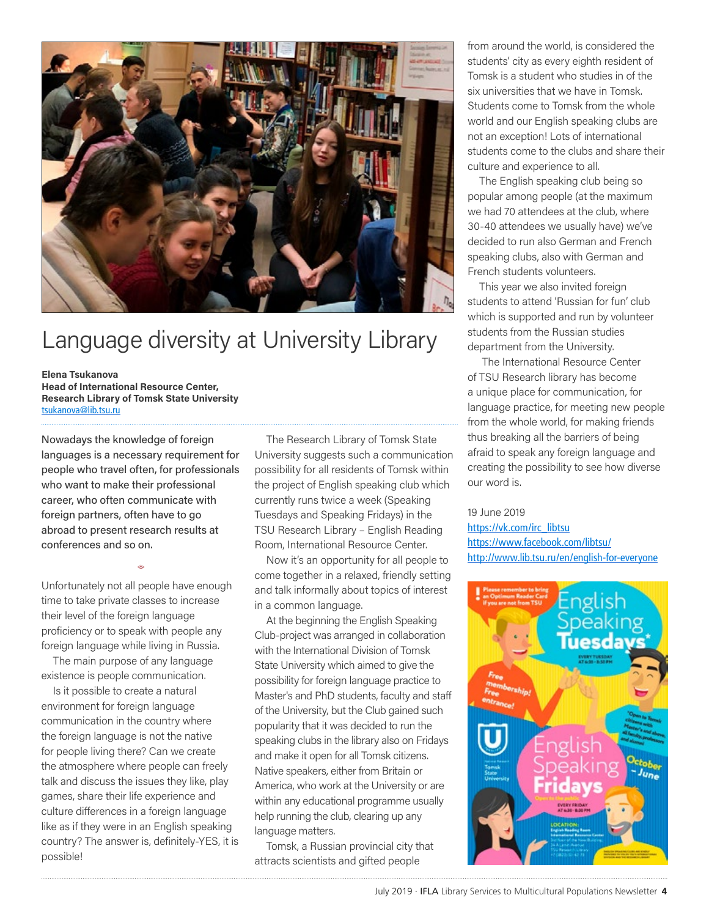# Language diversity at University Library

**Elena Tsukanova**
**Head of International Resource Center, Research Library of Tomsk State University**
tsukanova@lib.tsu.ru

Nowadays the knowledge of foreign languages is a necessary requirement for people who travel often, for professionals who want to make their professional career, who often communicate with foreign partners, often have to go abroad to present research results at conferences and so on.

Unfortunately not all people have enough time to take private classes to increase their level of the foreign language proficiency or to speak with people any foreign language while living in Russia.

The main purpose of any language existence is people communication.

Is it possible to create a natural environment for foreign language communication in the country where the foreign language is not the native for people living there? Can we create the atmosphere where people can freely talk and discuss the issues they like, play games, share their life experience and culture differences in a foreign language like as if they were in an English speaking country? The answer is, definitely-YES, it is possible!

The Research Library of Tomsk State University suggests such a communication possibility for all residents of Tomsk within the project of English speaking club which currently runs twice a week (Speaking Tuesdays and Speaking Fridays) in the TSU Research Library – English Reading Room, International Resource Center.

Now it's an opportunity for all people to come together in a relaxed, friendly setting and talk informally about topics of interest in a common language.

At the beginning the English Speaking Club-project was arranged in collaboration with the International Division of Tomsk State University which aimed to give the possibility for foreign language practice to Master's and PhD students, faculty and staff of the University, but the Club gained such popularity that it was decided to run the speaking clubs in the library also on Fridays and make it open for all Tomsk citizens. Native speakers, either from Britain or America, who work at the University or are within any educational programme usually help running the club, clearing up any language matters.

Tomsk, a Russian provincial city that attracts scientists and gifted people from around the world, is considered the students' city as every eighth resident of Tomsk is a student who studies in of the six universities that we have in Tomsk. Students come to Tomsk from the whole world and our English speaking clubs are not an exception! Lots of international students come to the clubs and share their culture and experience to all.

The English speaking club being so popular among people (at the maximum we had 70 attendees at the club, where 30-40 attendees we usually have) we've decided to run also German and French speaking clubs, also with German and French students volunteers.

This year we also invited foreign students to attend 'Russian for fun' club which is supported and run by volunteer students from the Russian studies department from the University.

The International Resource Center of TSU Research library has become a unique place for communication, for language practice, for meeting new people from the whole world, for making friends thus breaking all the barriers of being afraid to speak any foreign language and creating the possibility to see how diverse our word is.

19 June 2019
https://vk.com/irc_libtsu
https://www.facebook.com/libtsu/
http://www.lib.tsu.ru/en/english-for-everyone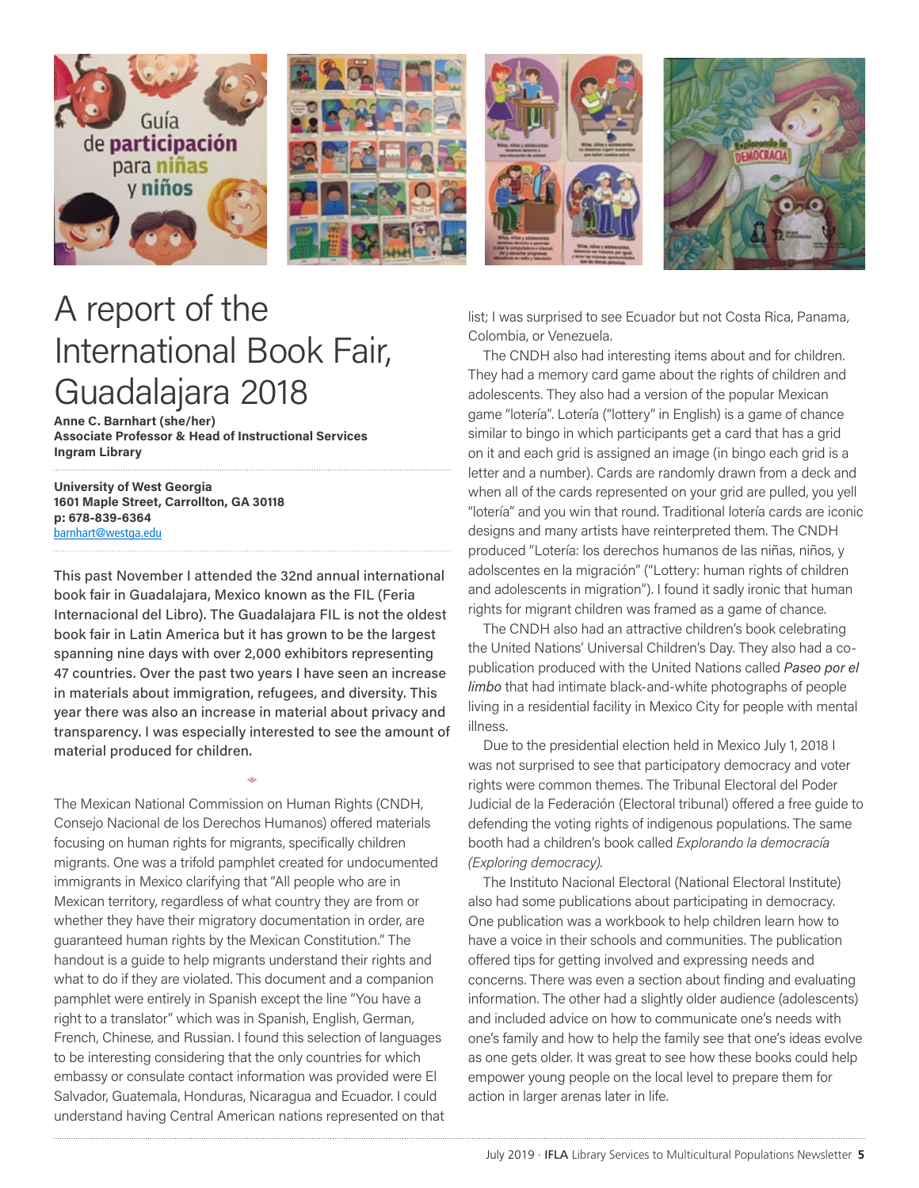# A report of the International Book Fair, Guadalajara 2018

**Anne C. Barnhart (she/her)**
**Associate Professor & Head of Instructional Services**
**Ingram Library**

**University of West Georgia**
**1601 Maple Street, Carrollton, GA 30118**
**p: 678-839-6364**
barnhart@westga.edu

This past November I attended the 32nd annual international book fair in Guadalajara, Mexico known as the FIL (Feria Internacional del Libro). The Guadalajara FIL is not the oldest book fair in Latin America but it has grown to be the largest spanning nine days with over 2,000 exhibitors representing 47 countries. Over the past two years I have seen an increase in materials about immigration, refugees, and diversity. This year there was also an increase in material about privacy and transparency. I was especially interested to see the amount of material produced for children.

The Mexican National Commission on Human Rights (CNDH, Consejo Nacional de los Derechos Humanos) offered materials focusing on human rights for migrants, specifically children migrants. One was a trifold pamphlet created for undocumented immigrants in Mexico clarifying that "All people who are in Mexican territory, regardless of what country they are from or whether they have their migratory documentation in order, are guaranteed human rights by the Mexican Constitution." The handout is a guide to help migrants understand their rights and what to do if they are violated. This document and a companion pamphlet were entirely in Spanish except the line "You have a right to a translator" which was in Spanish, English, German, French, Chinese, and Russian. I found this selection of languages to be interesting considering that the only countries for which embassy or consulate contact information was provided were El Salvador, Guatemala, Honduras, Nicaragua and Ecuador. I could understand having Central American nations represented on that list; I was surprised to see Ecuador but not Costa Rica, Panama, Colombia, or Venezuela.

The CNDH also had interesting items about and for children. They had a memory card game about the rights of children and adolescents. They also had a version of the popular Mexican game "lotería". Lotería ("lottery" in English) is a game of chance similar to bingo in which participants get a card that has a grid on it and each grid is assigned an image (in bingo each grid is a letter and a number). Cards are randomly drawn from a deck and when all of the cards represented on your grid are pulled, you yell "lotería" and you win that round. Traditional lotería cards are iconic designs and many artists have reinterpreted them. The CNDH produced "Lotería: los derechos humanos de las niñas, niños, y adolscentes en la migración" ("Lottery: human rights of children and adolescents in migration"). I found it sadly ironic that human rights for migrant children was framed as a game of chance.

The CNDH also had an attractive children's book celebrating the United Nations' Universal Children's Day. They also had a co-publication produced with the United Nations called *Paseo por el limbo* that had intimate black-and-white photographs of people living in a residential facility in Mexico City for people with mental illness.

Due to the presidential election held in Mexico July 1, 2018 I was not surprised to see that participatory democracy and voter rights were common themes. The Tribunal Electoral del Poder Judicial de la Federación (Electoral tribunal) offered a free guide to defending the voting rights of indigenous populations. The same booth had a children's book called *Explorando la democracía (Exploring democracy).*

The Instituto Nacional Electoral (National Electoral Institute) also had some publications about participating in democracy. One publication was a workbook to help children learn how to have a voice in their schools and communities. The publication offered tips for getting involved and expressing needs and concerns. There was even a section about finding and evaluating information. The other had a slightly older audience (adolescents) and included advice on how to communicate one's needs with one's family and how to help the family see that one's ideas evolve as one gets older. It was great to see how these books could help empower young people on the local level to prepare them for action in larger arenas later in life.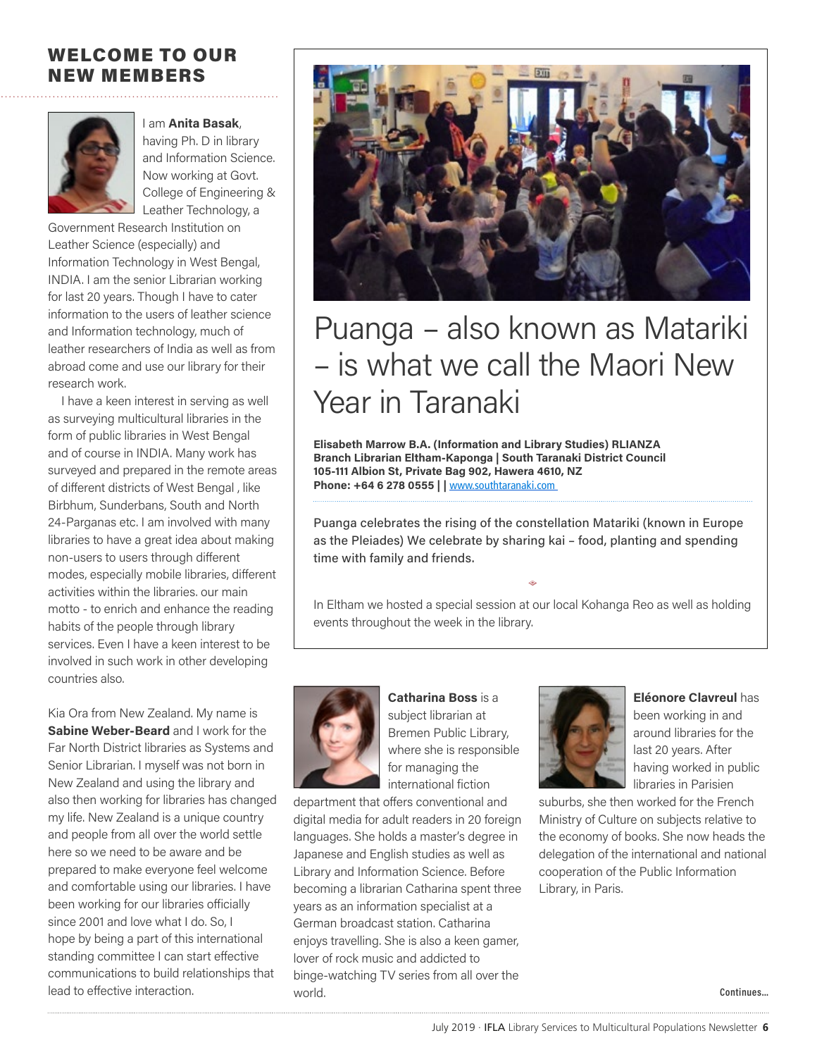## WELCOME TO OUR NEW MEMBERS

I am **Anita Basak**, having Ph. D in library and Information Science. Now working at Govt. College of Engineering & Leather Technology, a Government Research Institution on Leather Science (especially) and Information Technology in West Bengal, INDIA. I am the senior Librarian working for last 20 years. Though I have to cater information to the users of leather science and Information technology, much of leather researchers of India as well as from abroad come and use our library for their research work.

I have a keen interest in serving as well as surveying multicultural libraries in the form of public libraries in West Bengal and of course in INDIA. Many work has surveyed and prepared in the remote areas of different districts of West Bengal , like Birbhum, Sunderbans, South and North 24-Parganas etc. I am involved with many libraries to have a great idea about making non-users to users through different modes, especially mobile libraries, different activities within the libraries. our main motto - to enrich and enhance the reading habits of the people through library services. Even I have a keen interest to be involved in such work in other developing countries also.

Kia Ora from New Zealand. My name is **Sabine Weber-Beard** and I work for the Far North District libraries as Systems and Senior Librarian. I myself was not born in New Zealand and using the library and also then working for libraries has changed my life. New Zealand is a unique country and people from all over the world settle here so we need to be aware and be prepared to make everyone feel welcome and comfortable using our libraries. I have been working for our libraries officially since 2001 and love what I do. So, I hope by being a part of this international standing committee I can start effective communications to build relationships that lead to effective interaction.

# Puanga – also known as Matariki – is what we call the Maori New Year in Taranaki

**Elisabeth Marrow B.A. (Information and Library Studies) RLIANZA**
**Branch Librarian Eltham-Kaponga | South Taranaki District Council**
**105-111 Albion St, Private Bag 902, Hawera 4610, NZ**
**Phone: +64 6 278 0555 | |** www.southtaranaki.com

Puanga celebrates the rising of the constellation Matariki (known in Europe as the Pleiades) We celebrate by sharing kai – food, planting and spending time with family and friends.

In Eltham we hosted a special session at our local Kohanga Reo as well as holding events throughout the week in the library.

**Catharina Boss** is a subject librarian at Bremen Public Library, where she is responsible for managing the international fiction department that offers conventional and digital media for adult readers in 20 foreign languages. She holds a master's degree in Japanese and English studies as well as Library and Information Science. Before becoming a librarian Catharina spent three years as an information specialist at a German broadcast station. Catharina enjoys travelling. She is also a keen gamer, lover of rock music and addicted to binge-watching TV series from all over the world.

**Eléonore Clavreul** has been working in and around libraries for the last 20 years. After having worked in public libraries in Parisien suburbs, she then worked for the French Ministry of Culture on subjects relative to the economy of books. She now heads the delegation of the international and national cooperation of the Public Information Library, in Paris.

Continues...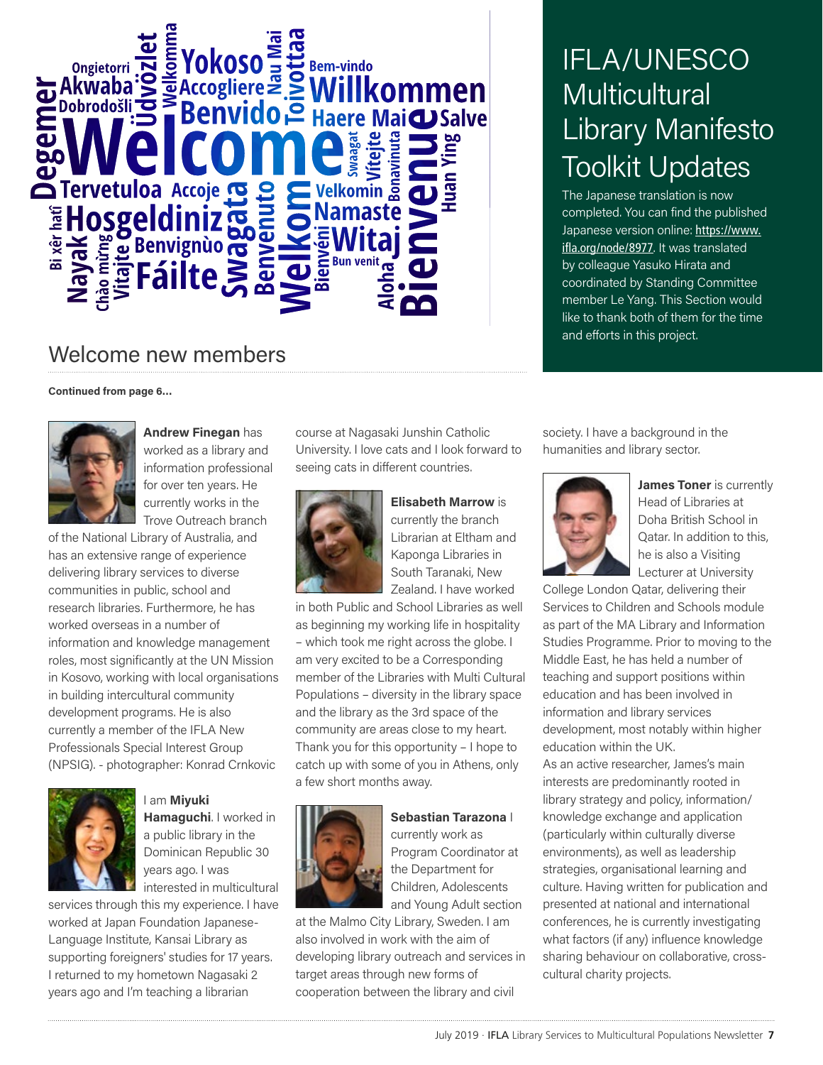## IFLA/UNESCO Multicultural Library Manifesto Toolkit Updates

The Japanese translation is now completed. You can find the published Japanese version online: https://www.ifla.org/node/8977. It was translated by colleague Yasuko Hirata and coordinated by Standing Committee member Le Yang. This Section would like to thank both of them for the time and efforts in this project.

## Welcome new members

**Continued from page 6...**

**Andrew Finegan** has worked as a library and information professional for over ten years. He currently works in the Trove Outreach branch of the National Library of Australia, and has an extensive range of experience delivering library services to diverse communities in public, school and research libraries. Furthermore, he has worked overseas in a number of information and knowledge management roles, most significantly at the UN Mission in Kosovo, working with local organisations in building intercultural community development programs. He is also currently a member of the IFLA New Professionals Special Interest Group (NPSIG). - photographer: Konrad Crnkovic

I am **Miyuki Hamaguchi**. I worked in a public library in the Dominican Republic 30 years ago. I was interested in multicultural services through this my experience. I have worked at Japan Foundation Japanese-Language Institute, Kansai Library as supporting foreigners' studies for 17 years. I returned to my hometown Nagasaki 2 years ago and I'm teaching a librarian course at Nagasaki Junshin Catholic University. I love cats and I look forward to seeing cats in different countries.

**Elisabeth Marrow** is currently the branch Librarian at Eltham and Kaponga Libraries in South Taranaki, New Zealand. I have worked in both Public and School Libraries as well as beginning my working life in hospitality – which took me right across the globe. I am very excited to be a Corresponding member of the Libraries with Multi Cultural Populations – diversity in the library space and the library as the 3rd space of the community are areas close to my heart. Thank you for this opportunity – I hope to catch up with some of you in Athens, only a few short months away.

**Sebastian Tarazona** I currently work as Program Coordinator at the Department for Children, Adolescents and Young Adult section at the Malmo City Library, Sweden. I am also involved in work with the aim of developing library outreach and services in target areas through new forms of cooperation between the library and civil society. I have a background in the humanities and library sector.

**James Toner** is currently Head of Libraries at Doha British School in Qatar. In addition to this, he is also a Visiting Lecturer at University College London Qatar, delivering their Services to Children and Schools module as part of the MA Library and Information Studies Programme. Prior to moving to the Middle East, he has held a number of teaching and support positions within education and has been involved in information and library services development, most notably within higher education within the UK.

As an active researcher, James's main interests are predominantly rooted in library strategy and policy, information/knowledge exchange and application (particularly within culturally diverse environments), as well as leadership strategies, organisational learning and culture. Having written for publication and presented at national and international conferences, he is currently investigating what factors (if any) influence knowledge sharing behaviour on collaborative, cross-cultural charity projects.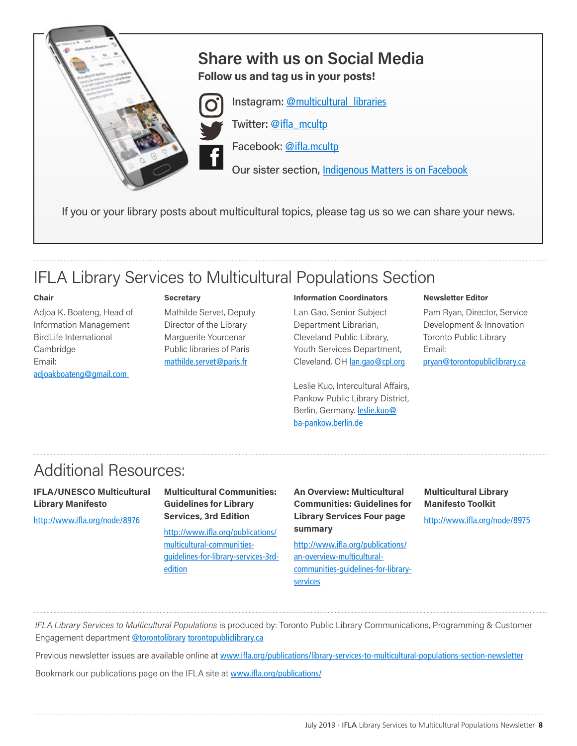## Share with us on Social Media

**Follow us and tag us in your posts!**

Instagram: @multicultural_libraries

Twitter: @ifla_mcultp

Facebook: @ifla.mcultp

Our sister section, Indigenous Matters is on Facebook

If you or your library posts about multicultural topics, please tag us so we can share your news.

# IFLA Library Services to Multicultural Populations Section

**Chair**

Adjoa K. Boateng, Head of Information Management BirdLife International Cambridge
Email: adjoakboateng@gmail.com

**Secretary**

Mathilde Servet, Deputy Director of the Library Marguerite Yourcenar Public libraries of Paris
mathilde.servet@paris.fr

**Information Coordinators**

Lan Gao, Senior Subject Department Librarian, Cleveland Public Library, Youth Services Department, Cleveland, OH lan.gao@cpl.org

Leslie Kuo, Intercultural Affairs, Pankow Public Library District, Berlin, Germany. leslie.kuo@ba-pankow.berlin.de

**Newsletter Editor**

Pam Ryan, Director, Service Development & Innovation Toronto Public Library
Email: pryan@torontopubliclibrary.ca

# Additional Resources:

**IFLA/UNESCO Multicultural Library Manifesto**

http://www.ifla.org/node/8976

**Multicultural Communities: Guidelines for Library Services, 3rd Edition**

http://www.ifla.org/publications/multicultural-communities-guidelines-for-library-services-3rd-edition

**An Overview: Multicultural Communities: Guidelines for Library Services Four page summary**

http://www.ifla.org/publications/an-overview-multicultural-communities-guidelines-for-library-services

**Multicultural Library Manifesto Toolkit**

http://www.ifla.org/node/8975

*IFLA Library Services to Multicultural Populations* is produced by: Toronto Public Library Communications, Programming & Customer Engagement department @torontolibrary torontopubliclibrary.ca

Previous newsletter issues are available online at www.ifla.org/publications/library-services-to-multicultural-populations-section-newsletter

Bookmark our publications page on the IFLA site at www.ifla.org/publications/